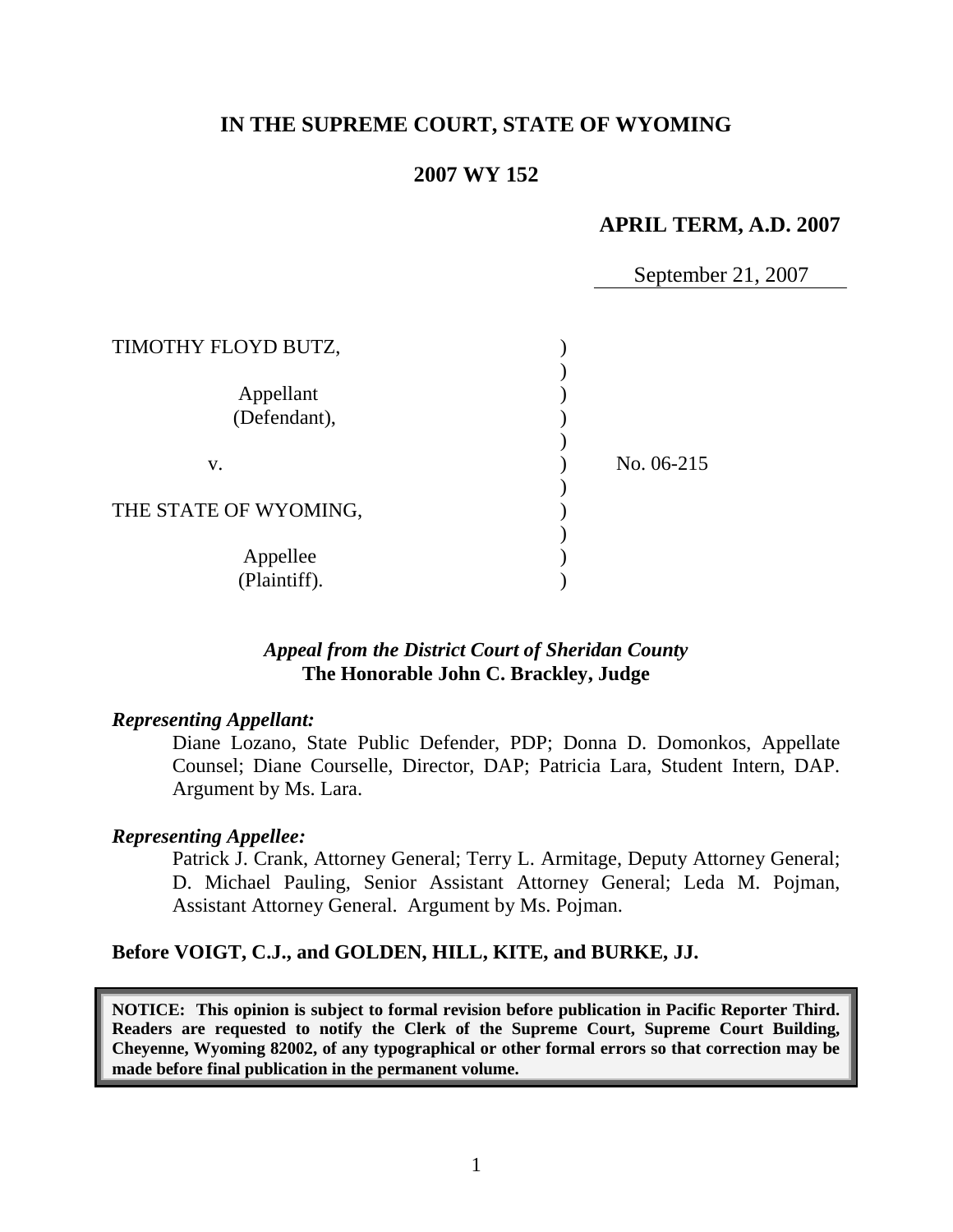# IN THE SUPREME COURT, STATE OF WYOMING

## 2007 WY 152

### APRIL TERM, A.D. 2007

September 21, 2007

| | | |
|---|---|---|
| TIMOTHY FLOYD BUTZ, Appellant (Defendant), | ) | |
| v. | ) | No. 06-215 |
| THE STATE OF WYOMING, Appellee (Plaintiff). | ) | |

***Appeal from the District Court of Sheridan County***
**The Honorable John C. Brackley, Judge**

***Representing Appellant:***

Diane Lozano, State Public Defender, PDP; Donna D. Domonkos, Appellate Counsel; Diane Courselle, Director, DAP; Patricia Lara, Student Intern, DAP. Argument by Ms. Lara.

***Representing Appellee:***

Patrick J. Crank, Attorney General; Terry L. Armitage, Deputy Attorney General; D. Michael Pauling, Senior Assistant Attorney General; Leda M. Pojman, Assistant Attorney General. Argument by Ms. Pojman.

**Before VOIGT, C.J., and GOLDEN, HILL, KITE, and BURKE, JJ.**

**NOTICE: This opinion is subject to formal revision before publication in Pacific Reporter Third. Readers are requested to notify the Clerk of the Supreme Court, Supreme Court Building, Cheyenne, Wyoming 82002, of any typographical or other formal errors so that correction may be made before final publication in the permanent volume.**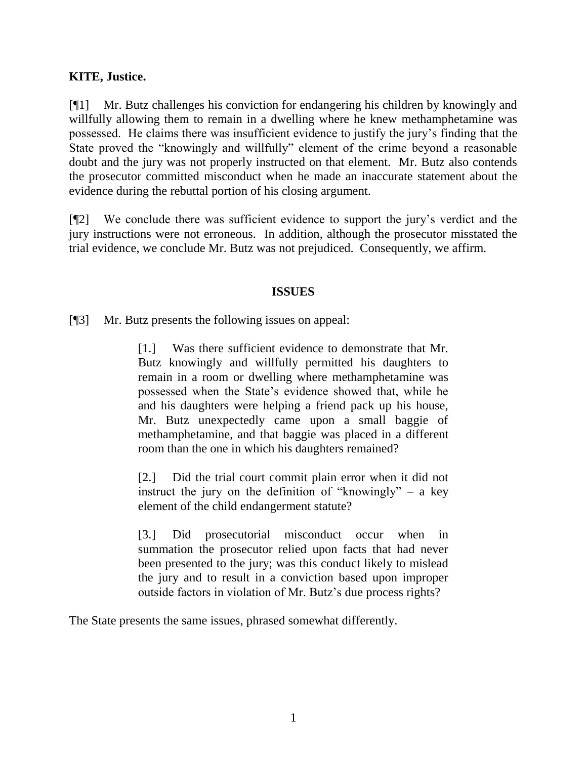**KITE, Justice.**

[¶1] Mr. Butz challenges his conviction for endangering his children by knowingly and willfully allowing them to remain in a dwelling where he knew methamphetamine was possessed. He claims there was insufficient evidence to justify the jury's finding that the State proved the "knowingly and willfully" element of the crime beyond a reasonable doubt and the jury was not properly instructed on that element. Mr. Butz also contends the prosecutor committed misconduct when he made an inaccurate statement about the evidence during the rebuttal portion of his closing argument.

[¶2] We conclude there was sufficient evidence to support the jury's verdict and the jury instructions were not erroneous. In addition, although the prosecutor misstated the trial evidence, we conclude Mr. Butz was not prejudiced. Consequently, we affirm.

## ISSUES

[¶3] Mr. Butz presents the following issues on appeal:

> [1.] Was there sufficient evidence to demonstrate that Mr. Butz knowingly and willfully permitted his daughters to remain in a room or dwelling where methamphetamine was possessed when the State's evidence showed that, while he and his daughters were helping a friend pack up his house, Mr. Butz unexpectedly came upon a small baggie of methamphetamine, and that baggie was placed in a different room than the one in which his daughters remained?
>
> [2.] Did the trial court commit plain error when it did not instruct the jury on the definition of "knowingly" – a key element of the child endangerment statute?
>
> [3.] Did prosecutorial misconduct occur when in summation the prosecutor relied upon facts that had never been presented to the jury; was this conduct likely to mislead the jury and to result in a conviction based upon improper outside factors in violation of Mr. Butz's due process rights?

The State presents the same issues, phrased somewhat differently.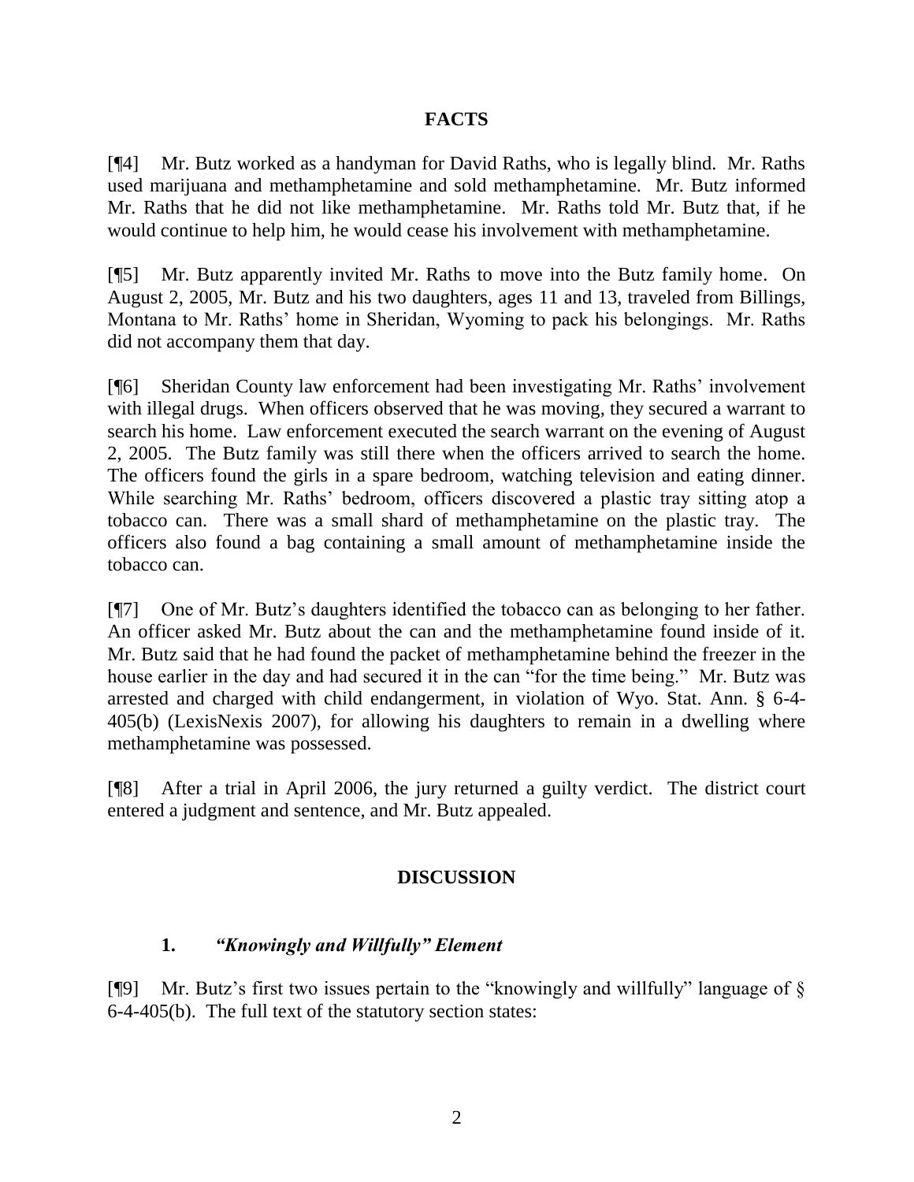## FACTS

[¶4] Mr. Butz worked as a handyman for David Raths, who is legally blind. Mr. Raths used marijuana and methamphetamine and sold methamphetamine. Mr. Butz informed Mr. Raths that he did not like methamphetamine. Mr. Raths told Mr. Butz that, if he would continue to help him, he would cease his involvement with methamphetamine.

[¶5] Mr. Butz apparently invited Mr. Raths to move into the Butz family home. On August 2, 2005, Mr. Butz and his two daughters, ages 11 and 13, traveled from Billings, Montana to Mr. Raths' home in Sheridan, Wyoming to pack his belongings. Mr. Raths did not accompany them that day.

[¶6] Sheridan County law enforcement had been investigating Mr. Raths' involvement with illegal drugs. When officers observed that he was moving, they secured a warrant to search his home. Law enforcement executed the search warrant on the evening of August 2, 2005. The Butz family was still there when the officers arrived to search the home. The officers found the girls in a spare bedroom, watching television and eating dinner. While searching Mr. Raths' bedroom, officers discovered a plastic tray sitting atop a tobacco can. There was a small shard of methamphetamine on the plastic tray. The officers also found a bag containing a small amount of methamphetamine inside the tobacco can.

[¶7] One of Mr. Butz's daughters identified the tobacco can as belonging to her father. An officer asked Mr. Butz about the can and the methamphetamine found inside of it. Mr. Butz said that he had found the packet of methamphetamine behind the freezer in the house earlier in the day and had secured it in the can "for the time being." Mr. Butz was arrested and charged with child endangerment, in violation of Wyo. Stat. Ann. § 6-4-405(b) (LexisNexis 2007), for allowing his daughters to remain in a dwelling where methamphetamine was possessed.

[¶8] After a trial in April 2006, the jury returned a guilty verdict. The district court entered a judgment and sentence, and Mr. Butz appealed.

## DISCUSSION

### 1. *"Knowingly and Willfully" Element*

[¶9] Mr. Butz's first two issues pertain to the "knowingly and willfully" language of § 6-4-405(b). The full text of the statutory section states: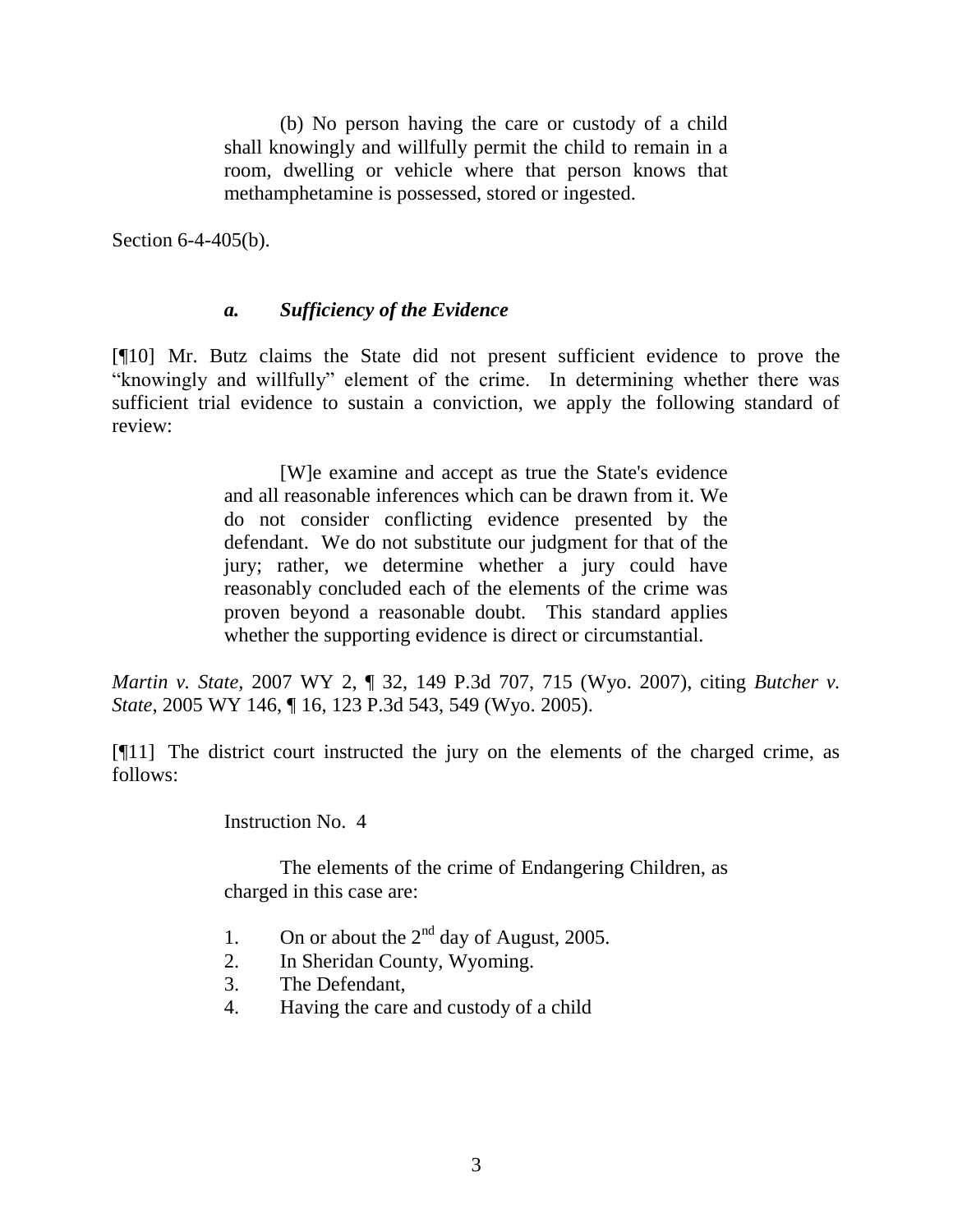> (b) No person having the care or custody of a child shall knowingly and willfully permit the child to remain in a room, dwelling or vehicle where that person knows that methamphetamine is possessed, stored or ingested.

Section 6-4-405(b).

### *a. Sufficiency of the Evidence*

[¶10] Mr. Butz claims the State did not present sufficient evidence to prove the "knowingly and willfully" element of the crime. In determining whether there was sufficient trial evidence to sustain a conviction, we apply the following standard of review:

> [W]e examine and accept as true the State's evidence and all reasonable inferences which can be drawn from it. We do not consider conflicting evidence presented by the defendant. We do not substitute our judgment for that of the jury; rather, we determine whether a jury could have reasonably concluded each of the elements of the crime was proven beyond a reasonable doubt. This standard applies whether the supporting evidence is direct or circumstantial.

*Martin v. State*, 2007 WY 2, ¶ 32, 149 P.3d 707, 715 (Wyo. 2007), citing *Butcher v. State*, 2005 WY 146, ¶ 16, 123 P.3d 543, 549 (Wyo. 2005).

[¶11] The district court instructed the jury on the elements of the charged crime, as follows:

> Instruction No. 4
>
> The elements of the crime of Endangering Children, as charged in this case are:
>
> 1. On or about the 2nd day of August, 2005.
> 2. In Sheridan County, Wyoming.
> 3. The Defendant,
> 4. Having the care and custody of a child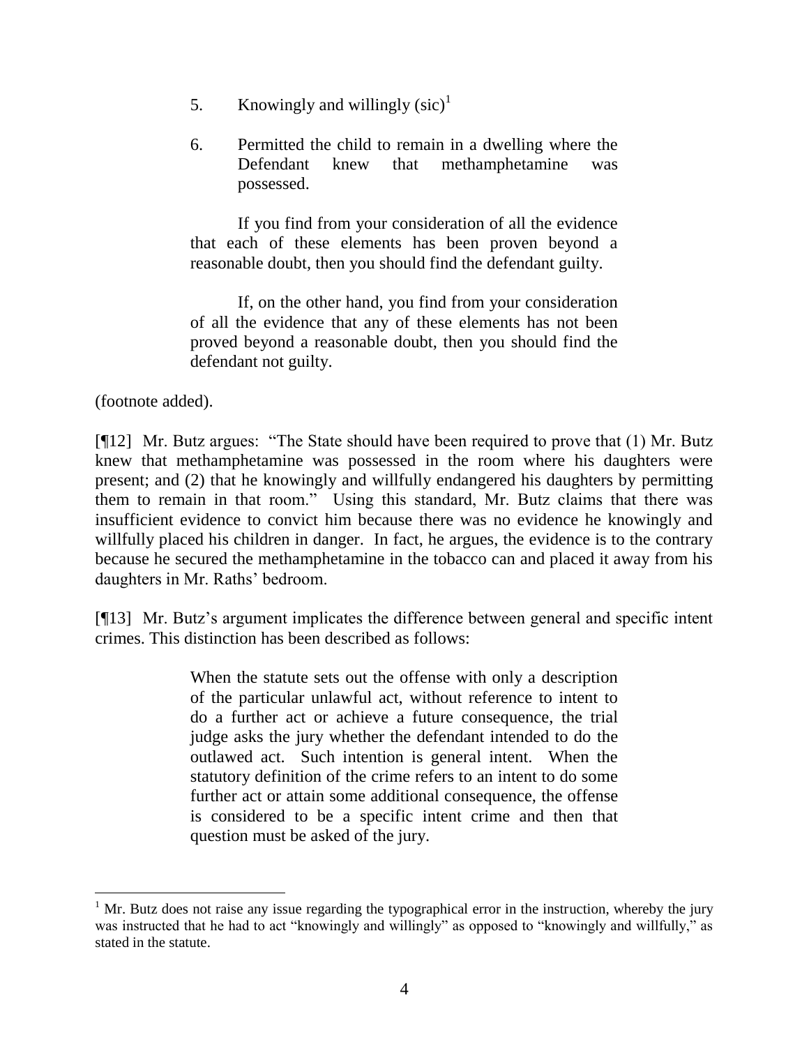5. Knowingly and willingly (sic)[1]

6. Permitted the child to remain in a dwelling where the Defendant knew that methamphetamine was possessed.

> If you find from your consideration of all the evidence that each of these elements has been proven beyond a reasonable doubt, then you should find the defendant guilty.
>
> If, on the other hand, you find from your consideration of all the evidence that any of these elements has not been proved beyond a reasonable doubt, then you should find the defendant not guilty.

(footnote added).

[¶12] Mr. Butz argues: "The State should have been required to prove that (1) Mr. Butz knew that methamphetamine was possessed in the room where his daughters were present; and (2) that he knowingly and willfully endangered his daughters by permitting them to remain in that room." Using this standard, Mr. Butz claims that there was insufficient evidence to convict him because there was no evidence he knowingly and willfully placed his children in danger. In fact, he argues, the evidence is to the contrary because he secured the methamphetamine in the tobacco can and placed it away from his daughters in Mr. Raths' bedroom.

[¶13] Mr. Butz's argument implicates the difference between general and specific intent crimes. This distinction has been described as follows:

> When the statute sets out the offense with only a description of the particular unlawful act, without reference to intent to do a further act or achieve a future consequence, the trial judge asks the jury whether the defendant intended to do the outlawed act. Such intention is general intent. When the statutory definition of the crime refers to an intent to do some further act or attain some additional consequence, the offense is considered to be a specific intent crime and then that question must be asked of the jury.

---

[1] Mr. Butz does not raise any issue regarding the typographical error in the instruction, whereby the jury was instructed that he had to act "knowingly and willingly" as opposed to "knowingly and willfully," as stated in the statute.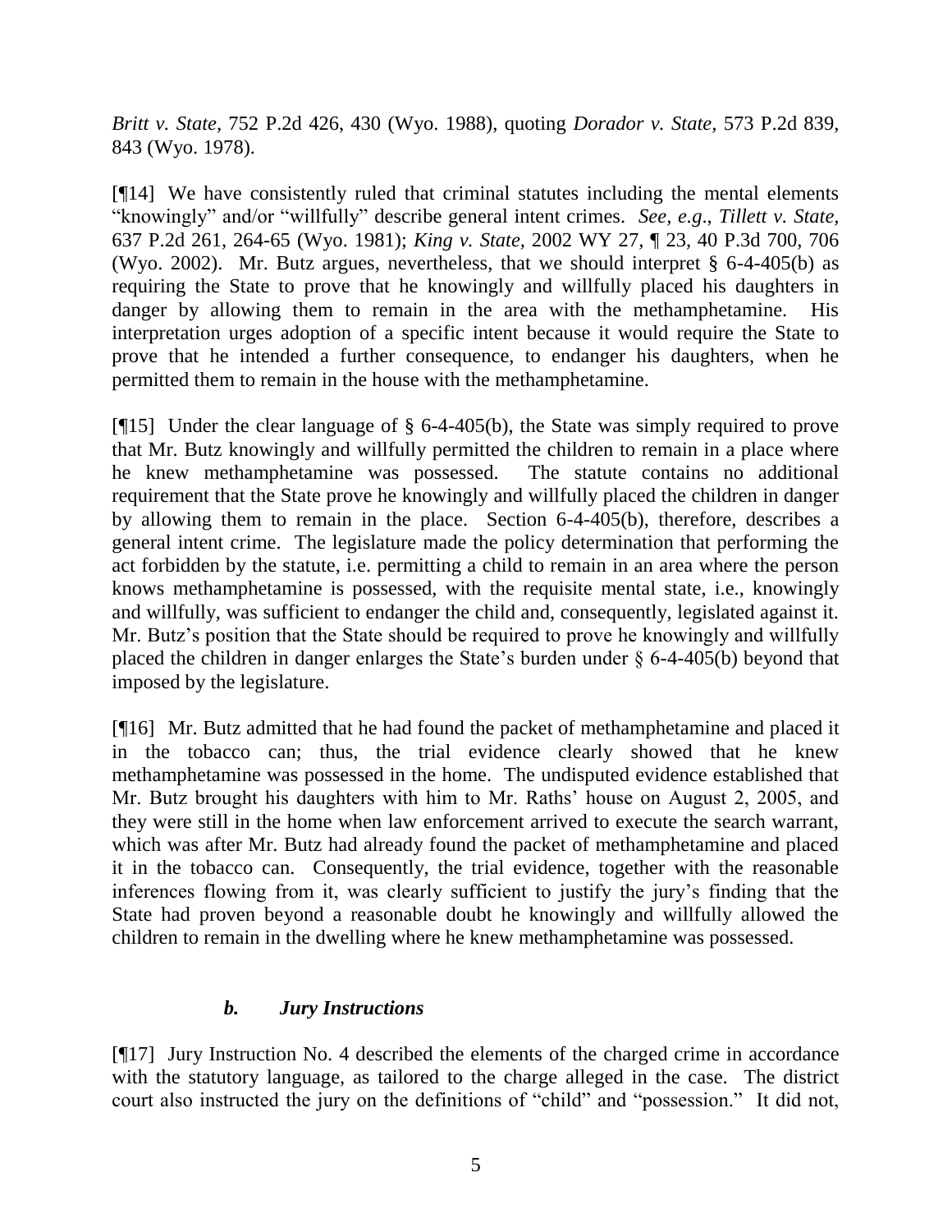*Britt v. State*, 752 P.2d 426, 430 (Wyo. 1988), quoting *Dorador v. State*, 573 P.2d 839, 843 (Wyo. 1978).

[¶14] We have consistently ruled that criminal statutes including the mental elements "knowingly" and/or "willfully" describe general intent crimes. *See, e.g.*, *Tillett v. State,* 637 P.2d 261, 264-65 (Wyo. 1981); *King v. State,* 2002 WY 27, ¶ 23, 40 P.3d 700, 706 (Wyo. 2002). Mr. Butz argues, nevertheless, that we should interpret § 6-4-405(b) as requiring the State to prove that he knowingly and willfully placed his daughters in danger by allowing them to remain in the area with the methamphetamine. His interpretation urges adoption of a specific intent because it would require the State to prove that he intended a further consequence, to endanger his daughters, when he permitted them to remain in the house with the methamphetamine.

[¶15] Under the clear language of § 6-4-405(b), the State was simply required to prove that Mr. Butz knowingly and willfully permitted the children to remain in a place where he knew methamphetamine was possessed. The statute contains no additional requirement that the State prove he knowingly and willfully placed the children in danger by allowing them to remain in the place. Section 6-4-405(b), therefore, describes a general intent crime. The legislature made the policy determination that performing the act forbidden by the statute, i.e. permitting a child to remain in an area where the person knows methamphetamine is possessed, with the requisite mental state, i.e., knowingly and willfully, was sufficient to endanger the child and, consequently, legislated against it. Mr. Butz's position that the State should be required to prove he knowingly and willfully placed the children in danger enlarges the State's burden under § 6-4-405(b) beyond that imposed by the legislature.

[¶16] Mr. Butz admitted that he had found the packet of methamphetamine and placed it in the tobacco can; thus, the trial evidence clearly showed that he knew methamphetamine was possessed in the home. The undisputed evidence established that Mr. Butz brought his daughters with him to Mr. Raths' house on August 2, 2005, and they were still in the home when law enforcement arrived to execute the search warrant, which was after Mr. Butz had already found the packet of methamphetamine and placed it in the tobacco can. Consequently, the trial evidence, together with the reasonable inferences flowing from it, was clearly sufficient to justify the jury's finding that the State had proven beyond a reasonable doubt he knowingly and willfully allowed the children to remain in the dwelling where he knew methamphetamine was possessed.

### *b. Jury Instructions*

[¶17] Jury Instruction No. 4 described the elements of the charged crime in accordance with the statutory language, as tailored to the charge alleged in the case. The district court also instructed the jury on the definitions of "child" and "possession." It did not,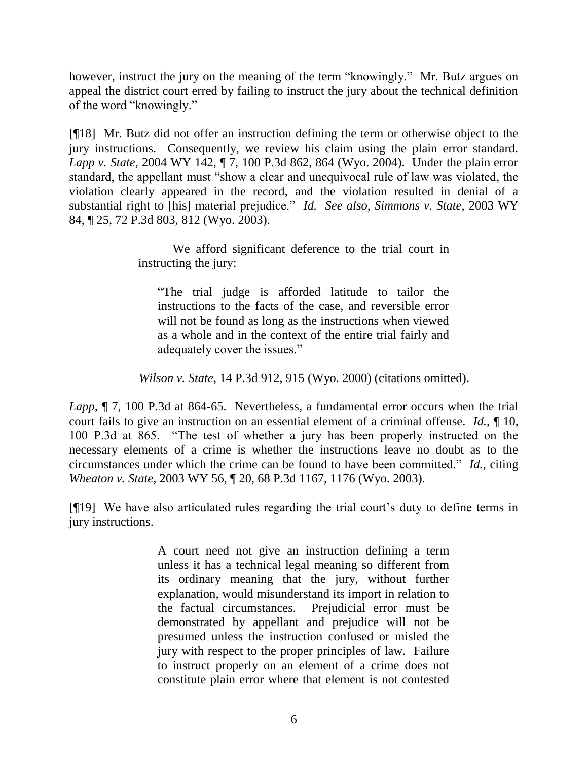however, instruct the jury on the meaning of the term "knowingly." Mr. Butz argues on appeal the district court erred by failing to instruct the jury about the technical definition of the word "knowingly."

[¶18] Mr. Butz did not offer an instruction defining the term or otherwise object to the jury instructions. Consequently, we review his claim using the plain error standard. *Lapp v. State*, 2004 WY 142, ¶ 7, 100 P.3d 862, 864 (Wyo. 2004). Under the plain error standard, the appellant must "show a clear and unequivocal rule of law was violated, the violation clearly appeared in the record, and the violation resulted in denial of a substantial right to [his] material prejudice." *Id. See also, Simmons v. State*, 2003 WY 84, ¶ 25, 72 P.3d 803, 812 (Wyo. 2003).

> We afford significant deference to the trial court in instructing the jury:
>
> > "The trial judge is afforded latitude to tailor the instructions to the facts of the case, and reversible error will not be found as long as the instructions when viewed as a whole and in the context of the entire trial fairly and adequately cover the issues."
>
> *Wilson v. State*, 14 P.3d 912, 915 (Wyo. 2000) (citations omitted).

*Lapp,* ¶ 7, 100 P.3d at 864-65. Nevertheless, a fundamental error occurs when the trial court fails to give an instruction on an essential element of a criminal offense. *Id.*, ¶ 10, 100 P.3d at 865. "The test of whether a jury has been properly instructed on the necessary elements of a crime is whether the instructions leave no doubt as to the circumstances under which the crime can be found to have been committed." *Id.*, citing *Wheaton v. State,* 2003 WY 56, ¶ 20, 68 P.3d 1167, 1176 (Wyo. 2003).

[¶19] We have also articulated rules regarding the trial court's duty to define terms in jury instructions.

> A court need not give an instruction defining a term unless it has a technical legal meaning so different from its ordinary meaning that the jury, without further explanation, would misunderstand its import in relation to the factual circumstances. Prejudicial error must be demonstrated by appellant and prejudice will not be presumed unless the instruction confused or misled the jury with respect to the proper principles of law. Failure to instruct properly on an element of a crime does not constitute plain error where that element is not contested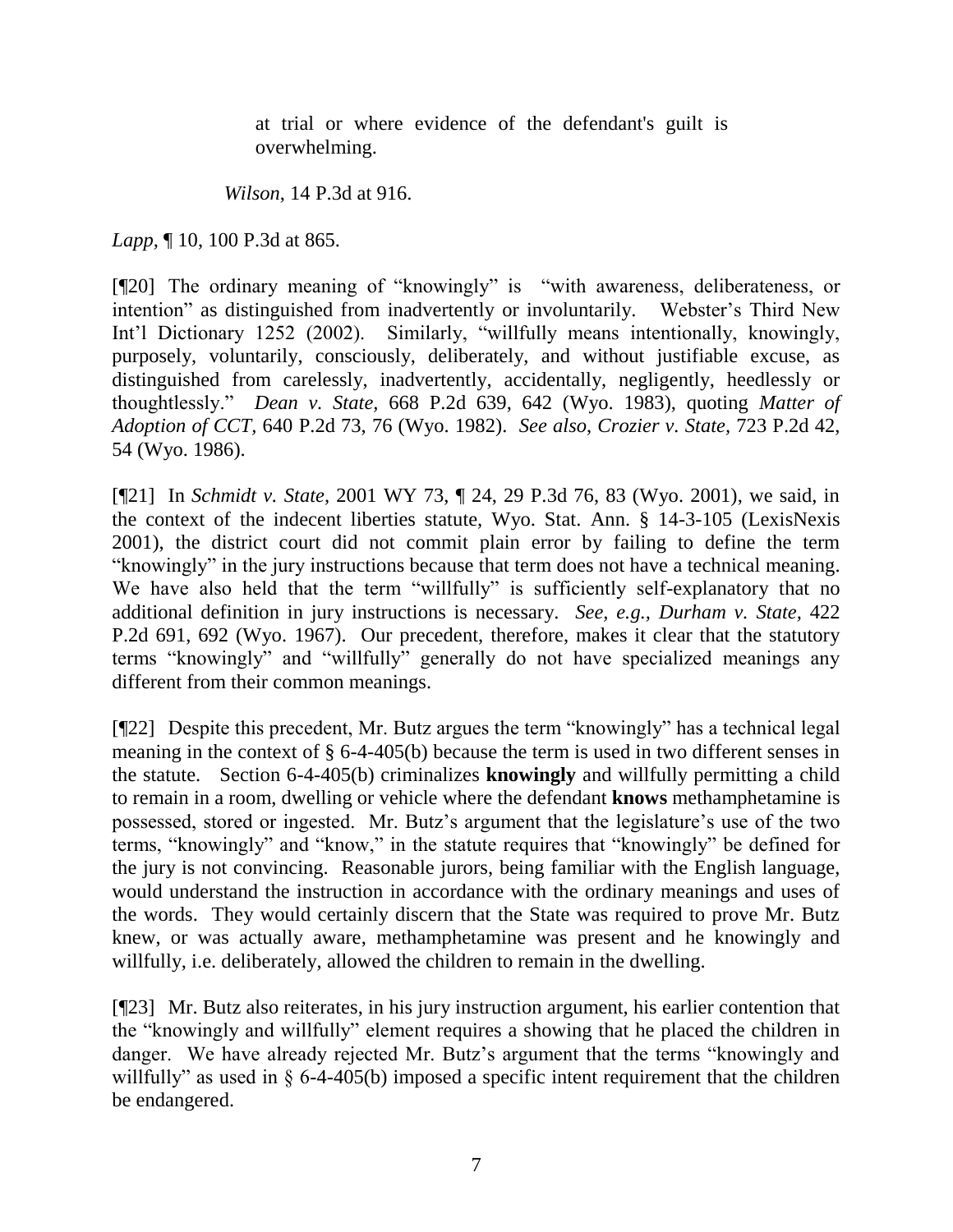> at trial or where evidence of the defendant's guilt is overwhelming.
>
> *Wilson*, 14 P.3d at 916.

*Lapp*, ¶ 10, 100 P.3d at 865.

[¶20] The ordinary meaning of "knowingly" is "with awareness, deliberateness, or intention" as distinguished from inadvertently or involuntarily. Webster's Third New Int'l Dictionary 1252 (2002). Similarly, "willfully means intentionally, knowingly, purposely, voluntarily, consciously, deliberately, and without justifiable excuse, as distinguished from carelessly, inadvertently, accidentally, negligently, heedlessly or thoughtlessly." *Dean v. State*, 668 P.2d 639, 642 (Wyo. 1983), quoting *Matter of Adoption of CCT*, 640 P.2d 73, 76 (Wyo. 1982). *See also*, *Crozier v. State*, 723 P.2d 42, 54 (Wyo. 1986).

[¶21] In *Schmidt v. State*, 2001 WY 73, ¶ 24, 29 P.3d 76, 83 (Wyo. 2001), we said, in the context of the indecent liberties statute, Wyo. Stat. Ann. § 14-3-105 (LexisNexis 2001), the district court did not commit plain error by failing to define the term "knowingly" in the jury instructions because that term does not have a technical meaning. We have also held that the term "willfully" is sufficiently self-explanatory that no additional definition in jury instructions is necessary. *See, e.g., Durham v. State*, 422 P.2d 691, 692 (Wyo. 1967). Our precedent, therefore, makes it clear that the statutory terms "knowingly" and "willfully" generally do not have specialized meanings any different from their common meanings.

[¶22] Despite this precedent, Mr. Butz argues the term "knowingly" has a technical legal meaning in the context of § 6-4-405(b) because the term is used in two different senses in the statute. Section 6-4-405(b) criminalizes **knowingly** and willfully permitting a child to remain in a room, dwelling or vehicle where the defendant **knows** methamphetamine is possessed, stored or ingested. Mr. Butz's argument that the legislature's use of the two terms, "knowingly" and "know," in the statute requires that "knowingly" be defined for the jury is not convincing. Reasonable jurors, being familiar with the English language, would understand the instruction in accordance with the ordinary meanings and uses of the words. They would certainly discern that the State was required to prove Mr. Butz knew, or was actually aware, methamphetamine was present and he knowingly and willfully, i.e. deliberately, allowed the children to remain in the dwelling.

[¶23] Mr. Butz also reiterates, in his jury instruction argument, his earlier contention that the "knowingly and willfully" element requires a showing that he placed the children in danger. We have already rejected Mr. Butz's argument that the terms "knowingly and willfully" as used in § 6-4-405(b) imposed a specific intent requirement that the children be endangered.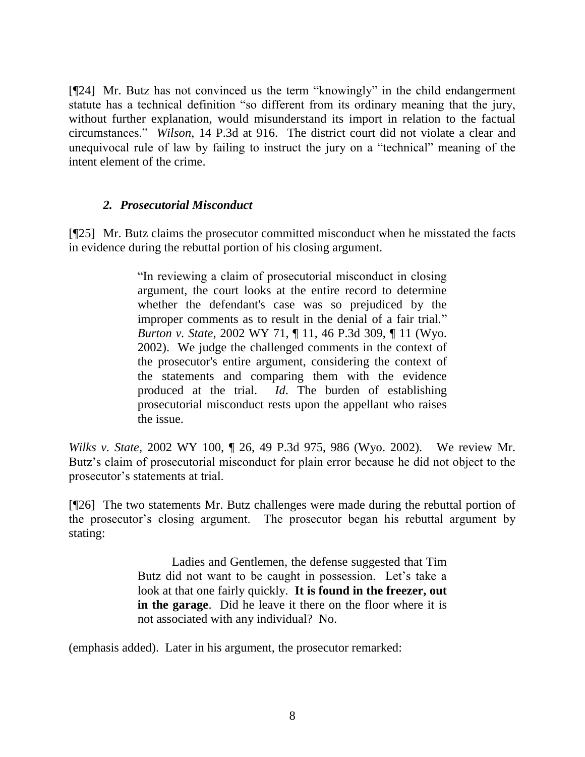[¶24] Mr. Butz has not convinced us the term "knowingly" in the child endangerment statute has a technical definition "so different from its ordinary meaning that the jury, without further explanation, would misunderstand its import in relation to the factual circumstances." *Wilson*, 14 P.3d at 916. The district court did not violate a clear and unequivocal rule of law by failing to instruct the jury on a "technical" meaning of the intent element of the crime.

### *2. Prosecutorial Misconduct*

[¶25] Mr. Butz claims the prosecutor committed misconduct when he misstated the facts in evidence during the rebuttal portion of his closing argument.

> "In reviewing a claim of prosecutorial misconduct in closing argument, the court looks at the entire record to determine whether the defendant's case was so prejudiced by the improper comments as to result in the denial of a fair trial." *Burton v. State*, 2002 WY 71, ¶ 11, 46 P.3d 309, ¶ 11 (Wyo. 2002). We judge the challenged comments in the context of the prosecutor's entire argument, considering the context of the statements and comparing them with the evidence produced at the trial. *Id*. The burden of establishing prosecutorial misconduct rests upon the appellant who raises the issue.

*Wilks v. State*, 2002 WY 100, ¶ 26, 49 P.3d 975, 986 (Wyo. 2002). We review Mr. Butz's claim of prosecutorial misconduct for plain error because he did not object to the prosecutor's statements at trial.

[¶26] The two statements Mr. Butz challenges were made during the rebuttal portion of the prosecutor's closing argument. The prosecutor began his rebuttal argument by stating:

> Ladies and Gentlemen, the defense suggested that Tim Butz did not want to be caught in possession. Let's take a look at that one fairly quickly. **It is found in the freezer, out in the garage**. Did he leave it there on the floor where it is not associated with any individual? No.

(emphasis added). Later in his argument, the prosecutor remarked: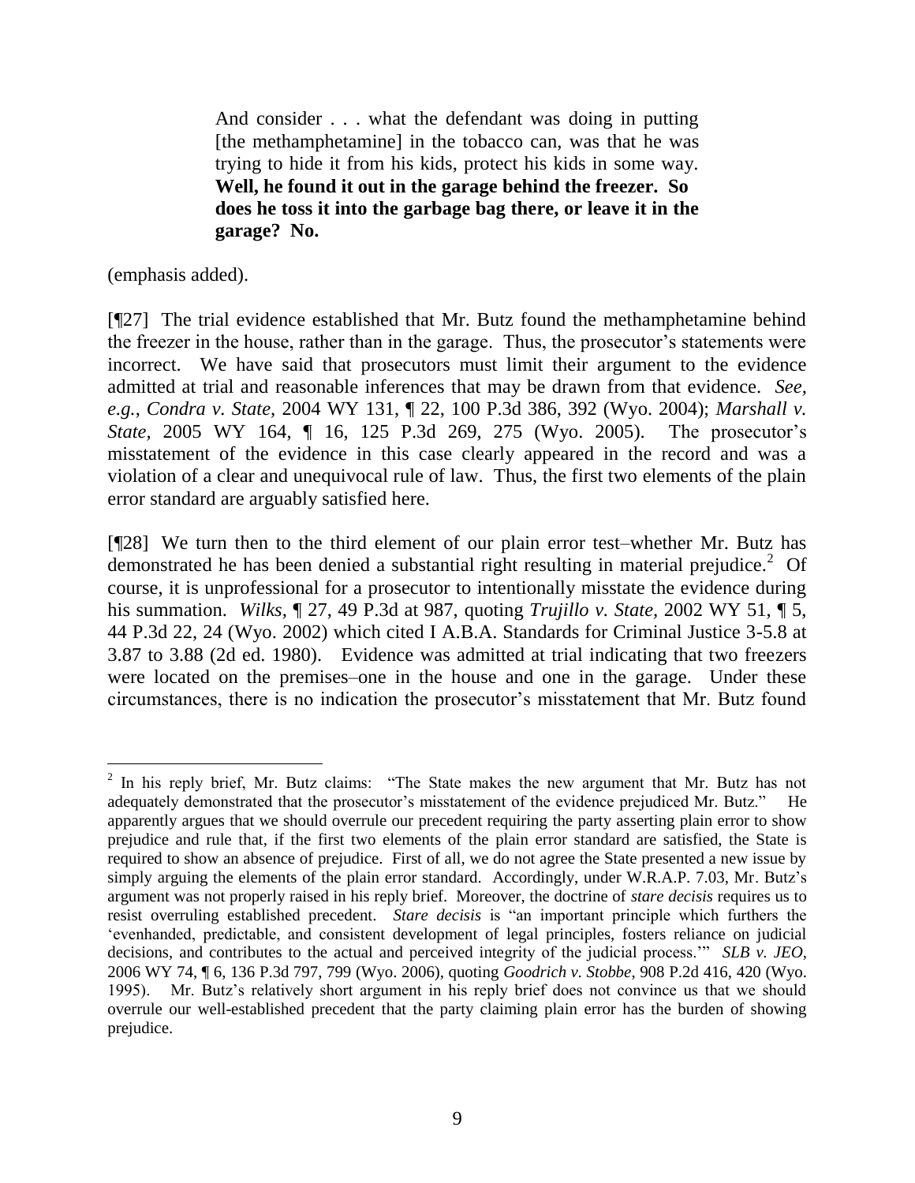> And consider . . . what the defendant was doing in putting [the methamphetamine] in the tobacco can, was that he was trying to hide it from his kids, protect his kids in some way. **Well, he found it out in the garage behind the freezer. So does he toss it into the garbage bag there, or leave it in the garage? No.**

(emphasis added).

[¶27] The trial evidence established that Mr. Butz found the methamphetamine behind the freezer in the house, rather than in the garage. Thus, the prosecutor's statements were incorrect. We have said that prosecutors must limit their argument to the evidence admitted at trial and reasonable inferences that may be drawn from that evidence. *See, e.g.*, *Condra v. State*, 2004 WY 131, ¶ 22, 100 P.3d 386, 392 (Wyo. 2004); *Marshall v. State*, 2005 WY 164, ¶ 16, 125 P.3d 269, 275 (Wyo. 2005). The prosecutor's misstatement of the evidence in this case clearly appeared in the record and was a violation of a clear and unequivocal rule of law. Thus, the first two elements of the plain error standard are arguably satisfied here.

[¶28] We turn then to the third element of our plain error test–whether Mr. Butz has demonstrated he has been denied a substantial right resulting in material prejudice.[2] Of course, it is unprofessional for a prosecutor to intentionally misstate the evidence during his summation. *Wilks*, ¶ 27, 49 P.3d at 987, quoting *Trujillo v. State*, 2002 WY 51, ¶ 5, 44 P.3d 22, 24 (Wyo. 2002) which cited I A.B.A. Standards for Criminal Justice 3-5.8 at 3.87 to 3.88 (2d ed. 1980). Evidence was admitted at trial indicating that two freezers were located on the premises–one in the house and one in the garage. Under these circumstances, there is no indication the prosecutor's misstatement that Mr. Butz found

---

[2] In his reply brief, Mr. Butz claims: "The State makes the new argument that Mr. Butz has not adequately demonstrated that the prosecutor's misstatement of the evidence prejudiced Mr. Butz." He apparently argues that we should overrule our precedent requiring the party asserting plain error to show prejudice and rule that, if the first two elements of the plain error standard are satisfied, the State is required to show an absence of prejudice. First of all, we do not agree the State presented a new issue by simply arguing the elements of the plain error standard. Accordingly, under W.R.A.P. 7.03, Mr. Butz's argument was not properly raised in his reply brief. Moreover, the doctrine of *stare decisis* requires us to resist overruling established precedent. *Stare decisis* is "an important principle which furthers the 'evenhanded, predictable, and consistent development of legal principles, fosters reliance on judicial decisions, and contributes to the actual and perceived integrity of the judicial process.'" *SLB v. JEO*, 2006 WY 74, ¶ 6, 136 P.3d 797, 799 (Wyo. 2006), quoting *Goodrich v. Stobbe*, 908 P.2d 416, 420 (Wyo. 1995). Mr. Butz's relatively short argument in his reply brief does not convince us that we should overrule our well-established precedent that the party claiming plain error has the burden of showing prejudice.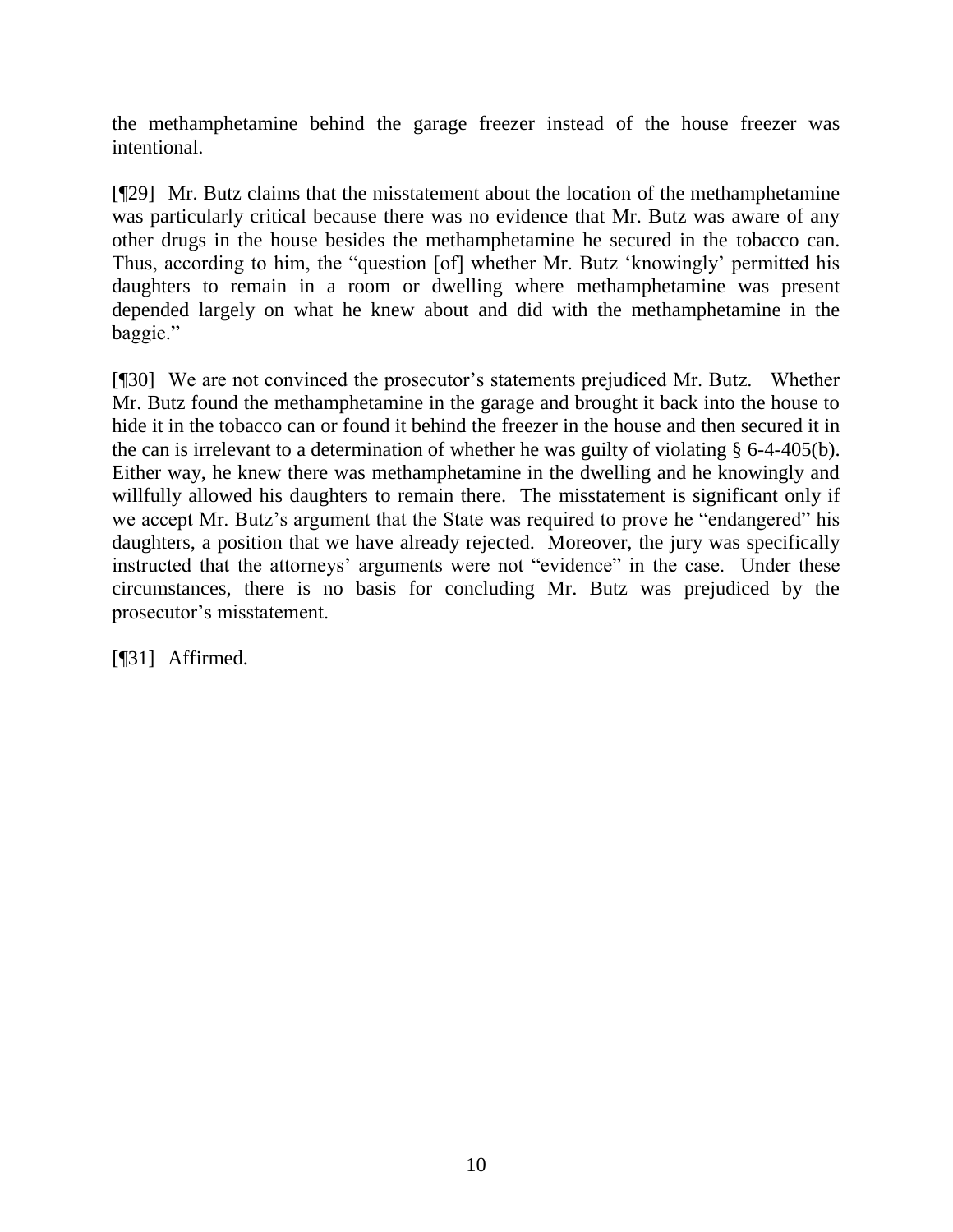the methamphetamine behind the garage freezer instead of the house freezer was intentional.

[¶29] Mr. Butz claims that the misstatement about the location of the methamphetamine was particularly critical because there was no evidence that Mr. Butz was aware of any other drugs in the house besides the methamphetamine he secured in the tobacco can. Thus, according to him, the "question [of] whether Mr. Butz 'knowingly' permitted his daughters to remain in a room or dwelling where methamphetamine was present depended largely on what he knew about and did with the methamphetamine in the baggie."

[¶30] We are not convinced the prosecutor's statements prejudiced Mr. Butz. Whether Mr. Butz found the methamphetamine in the garage and brought it back into the house to hide it in the tobacco can or found it behind the freezer in the house and then secured it in the can is irrelevant to a determination of whether he was guilty of violating § 6-4-405(b). Either way, he knew there was methamphetamine in the dwelling and he knowingly and willfully allowed his daughters to remain there. The misstatement is significant only if we accept Mr. Butz's argument that the State was required to prove he "endangered" his daughters, a position that we have already rejected. Moreover, the jury was specifically instructed that the attorneys' arguments were not "evidence" in the case. Under these circumstances, there is no basis for concluding Mr. Butz was prejudiced by the prosecutor's misstatement.

[¶31] Affirmed.